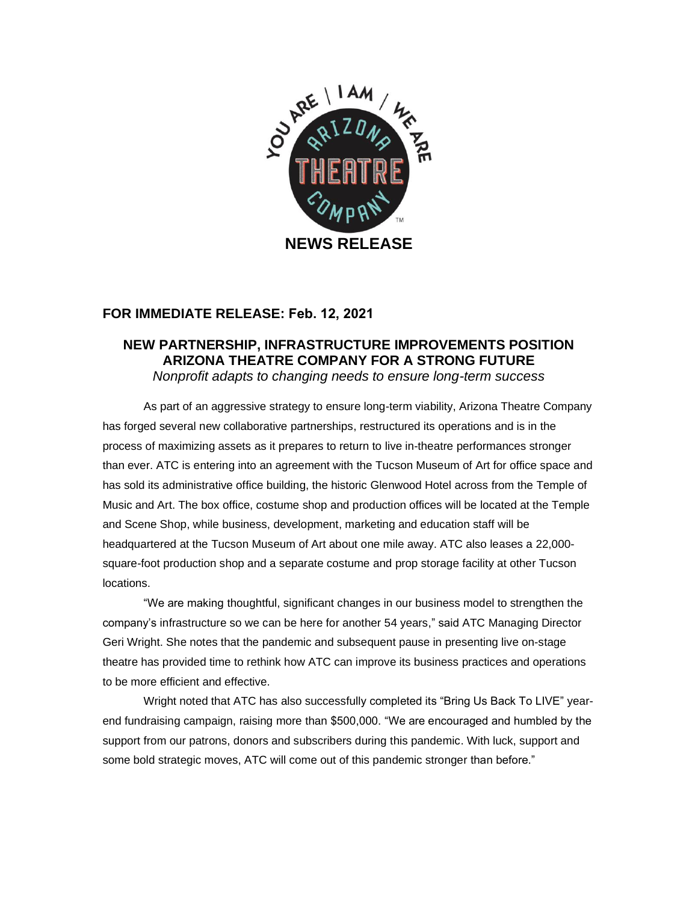# NEWS RELEASE

**FOR IMMEDIATE RELEASE: Feb. 12, 2021**

## NEW PARTNERSHIP, INFRASTRUCTURE IMPROVEMENTS POSITION ARIZONA THEATRE COMPANY FOR A STRONG FUTURE

*Nonprofit adapts to changing needs to ensure long-term success*

As part of an aggressive strategy to ensure long-term viability, Arizona Theatre Company has forged several new collaborative partnerships, restructured its operations and is in the process of maximizing assets as it prepares to return to live in-theatre performances stronger than ever. ATC is entering into an agreement with the Tucson Museum of Art for office space and has sold its administrative office building, the historic Glenwood Hotel across from the Temple of Music and Art. The box office, costume shop and production offices will be located at the Temple and Scene Shop, while business, development, marketing and education staff will be headquartered at the Tucson Museum of Art about one mile away. ATC also leases a 22,000-square-foot production shop and a separate costume and prop storage facility at other Tucson locations.

"We are making thoughtful, significant changes in our business model to strengthen the company's infrastructure so we can be here for another 54 years," said ATC Managing Director Geri Wright. She notes that the pandemic and subsequent pause in presenting live on-stage theatre has provided time to rethink how ATC can improve its business practices and operations to be more efficient and effective.

Wright noted that ATC has also successfully completed its "Bring Us Back To LIVE" year-end fundraising campaign, raising more than $500,000. "We are encouraged and humbled by the support from our patrons, donors and subscribers during this pandemic. With luck, support and some bold strategic moves, ATC will come out of this pandemic stronger than before."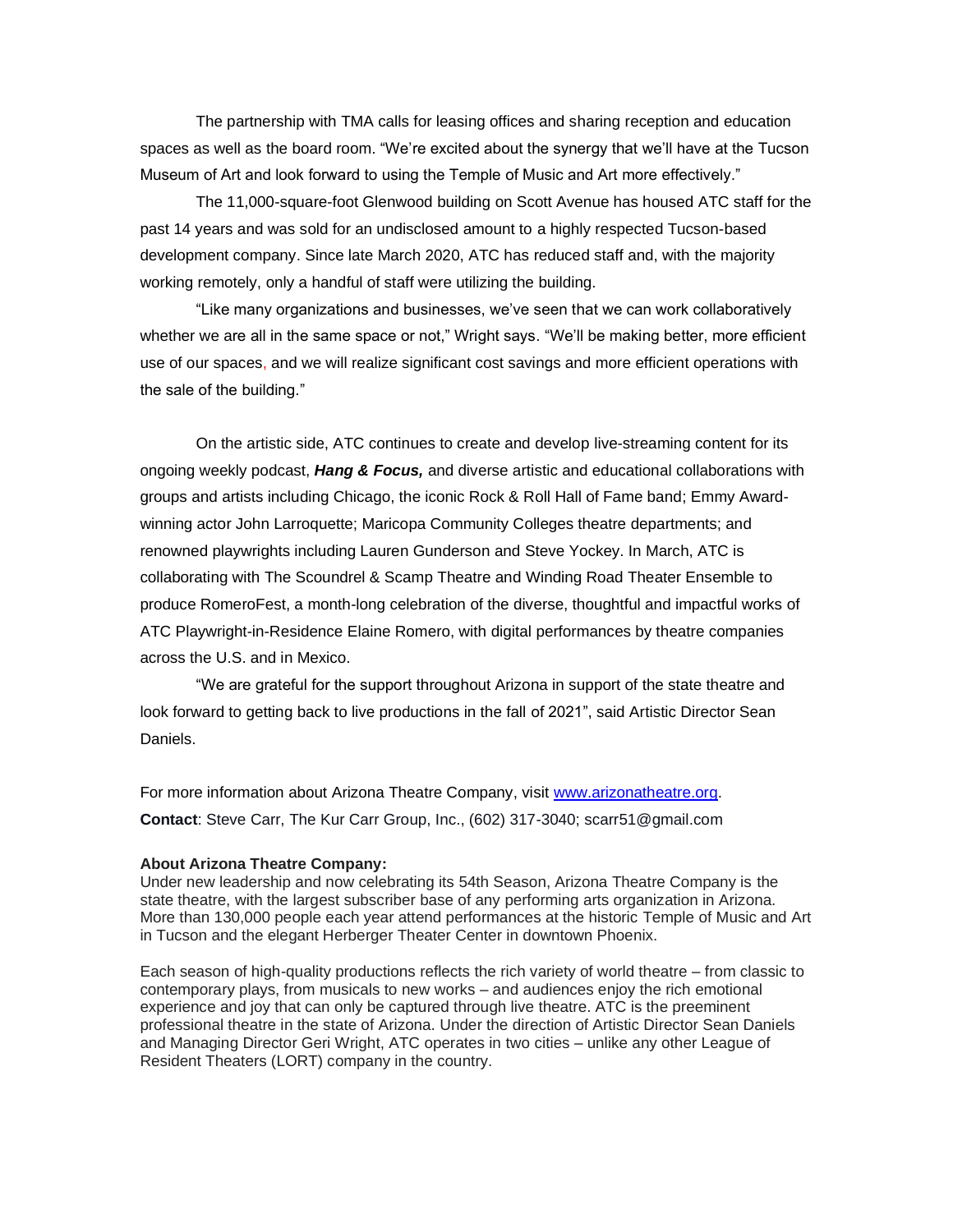The partnership with TMA calls for leasing offices and sharing reception and education spaces as well as the board room. "We're excited about the synergy that we'll have at the Tucson Museum of Art and look forward to using the Temple of Music and Art more effectively."

The 11,000-square-foot Glenwood building on Scott Avenue has housed ATC staff for the past 14 years and was sold for an undisclosed amount to a highly respected Tucson-based development company. Since late March 2020, ATC has reduced staff and, with the majority working remotely, only a handful of staff were utilizing the building.

"Like many organizations and businesses, we've seen that we can work collaboratively whether we are all in the same space or not," Wright says. "We'll be making better, more efficient use of our spaces, and we will realize significant cost savings and more efficient operations with the sale of the building."

On the artistic side, ATC continues to create and develop live-streaming content for its ongoing weekly podcast, ***Hang & Focus,*** and diverse artistic and educational collaborations with groups and artists including Chicago, the iconic Rock & Roll Hall of Fame band; Emmy Award-winning actor John Larroquette; Maricopa Community Colleges theatre departments; and renowned playwrights including Lauren Gunderson and Steve Yockey. In March, ATC is collaborating with The Scoundrel & Scamp Theatre and Winding Road Theater Ensemble to produce RomeroFest, a month-long celebration of the diverse, thoughtful and impactful works of ATC Playwright-in-Residence Elaine Romero, with digital performances by theatre companies across the U.S. and in Mexico.

"We are grateful for the support throughout Arizona in support of the state theatre and look forward to getting back to live productions in the fall of 2021", said Artistic Director Sean Daniels.

For more information about Arizona Theatre Company, visit www.arizonatheatre.org.
**Contact**: Steve Carr, The Kur Carr Group, Inc., (602) 317-3040; scarr51@gmail.com

**About Arizona Theatre Company:**
Under new leadership and now celebrating its 54th Season, Arizona Theatre Company is the state theatre, with the largest subscriber base of any performing arts organization in Arizona. More than 130,000 people each year attend performances at the historic Temple of Music and Art in Tucson and the elegant Herberger Theater Center in downtown Phoenix.

Each season of high-quality productions reflects the rich variety of world theatre – from classic to contemporary plays, from musicals to new works – and audiences enjoy the rich emotional experience and joy that can only be captured through live theatre. ATC is the preeminent professional theatre in the state of Arizona. Under the direction of Artistic Director Sean Daniels and Managing Director Geri Wright, ATC operates in two cities – unlike any other League of Resident Theaters (LORT) company in the country.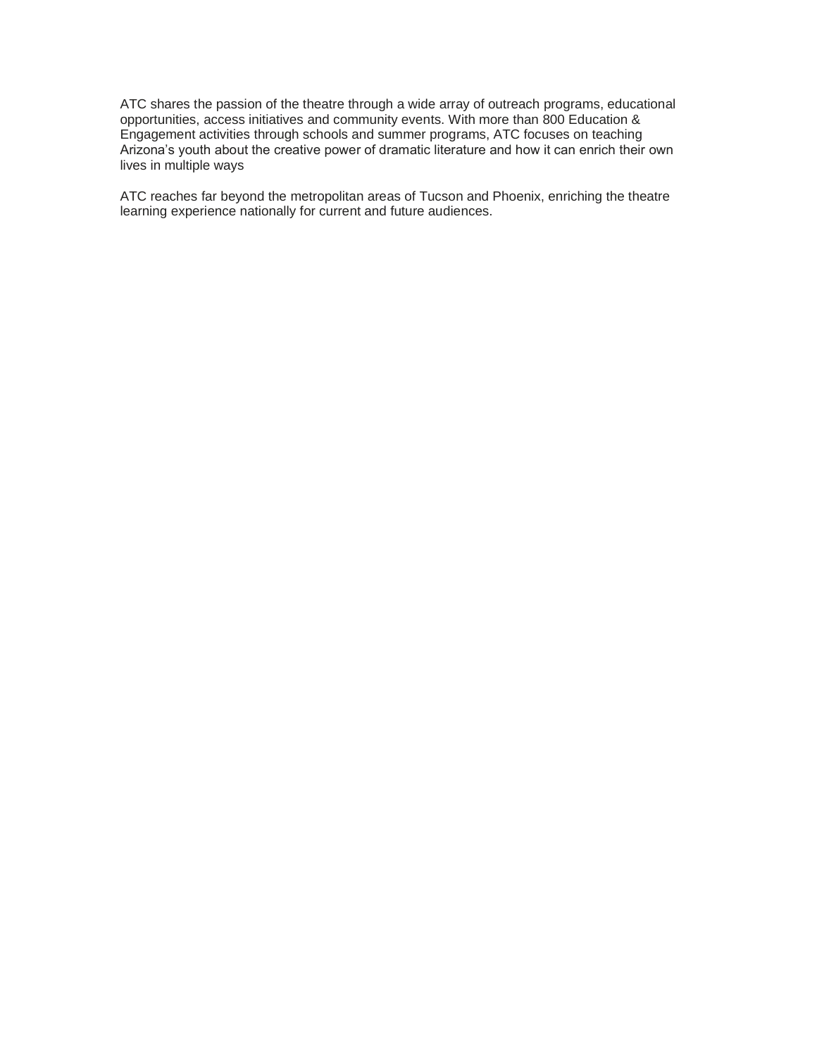ATC shares the passion of the theatre through a wide array of outreach programs, educational opportunities, access initiatives and community events. With more than 800 Education & Engagement activities through schools and summer programs, ATC focuses on teaching Arizona's youth about the creative power of dramatic literature and how it can enrich their own lives in multiple ways

ATC reaches far beyond the metropolitan areas of Tucson and Phoenix, enriching the theatre learning experience nationally for current and future audiences.